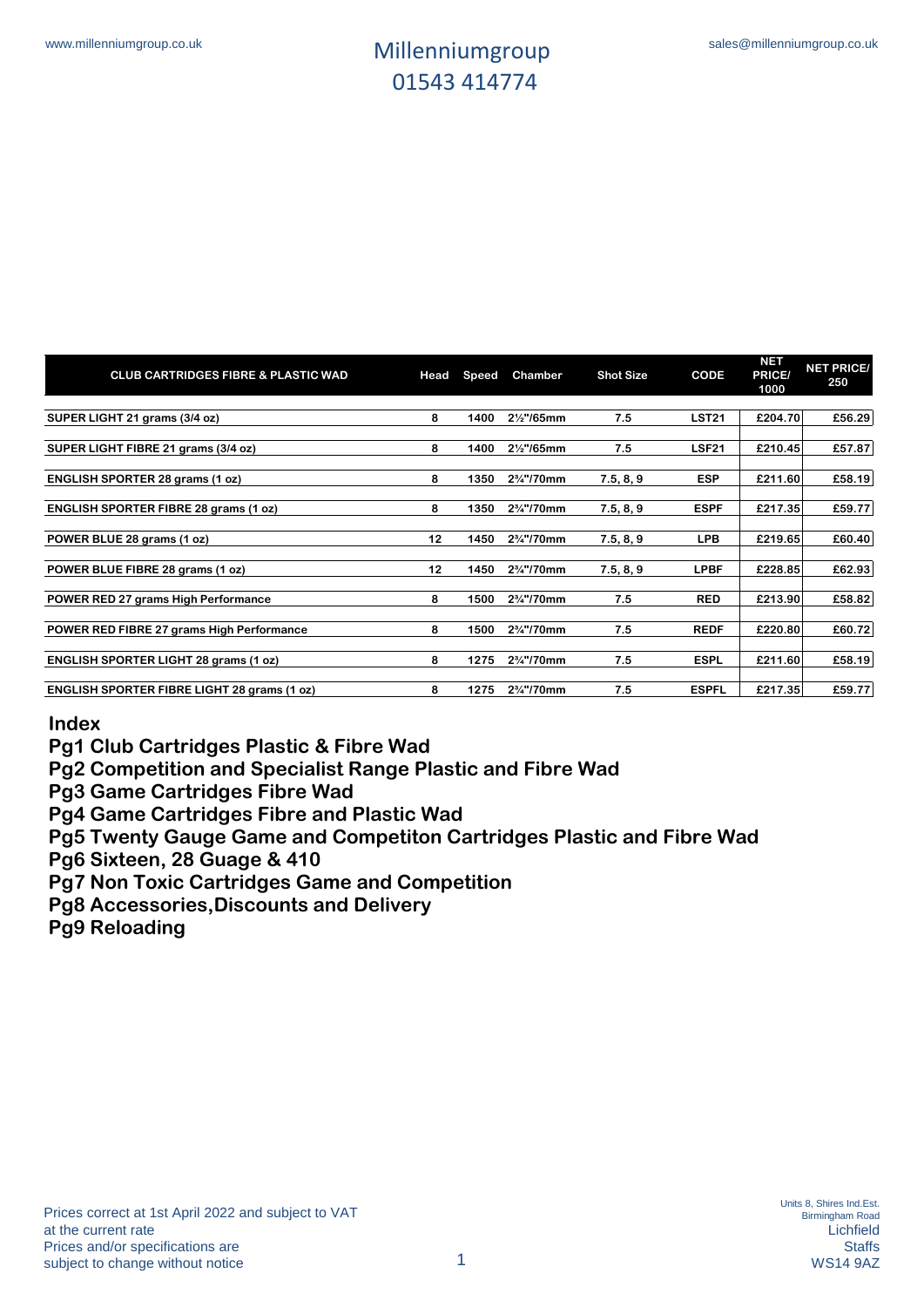# Millenniumgroup
# 01543 414774

www.millenniumgroup.co.uk

sales@millenniumgroup.co.uk

| CLUB CARTRIDGES FIBRE & PLASTIC WAD | Head | Speed | Chamber | Shot Size | CODE | NET PRICE/ 1000 | NET PRICE/ 250 |
|---|---|---|---|---|---|---|---|
| SUPER LIGHT 21 grams (3/4 oz) | 8 | 1400 | 2½"/65mm | 7.5 | LST21 | £204.70 | £56.29 |
| SUPER LIGHT FIBRE 21 grams (3/4 oz) | 8 | 1400 | 2½"/65mm | 7.5 | LSF21 | £210.45 | £57.87 |
| ENGLISH SPORTER 28 grams (1 oz) | 8 | 1350 | 2¾"/70mm | 7.5, 8, 9 | ESP | £211.60 | £58.19 |
| ENGLISH SPORTER FIBRE 28 grams (1 oz) | 8 | 1350 | 2¾"/70mm | 7.5, 8, 9 | ESPF | £217.35 | £59.77 |
| POWER BLUE 28 grams (1 oz) | 12 | 1450 | 2¾"/70mm | 7.5, 8, 9 | LPB | £219.65 | £60.40 |
| POWER BLUE FIBRE 28 grams (1 oz) | 12 | 1450 | 2¾"/70mm | 7.5, 8, 9 | LPBF | £228.85 | £62.93 |
| POWER RED 27 grams High Performance | 8 | 1500 | 2¾"/70mm | 7.5 | RED | £213.90 | £58.82 |
| POWER RED FIBRE 27 grams High Performance | 8 | 1500 | 2¾"/70mm | 7.5 | REDF | £220.80 | £60.72 |
| ENGLISH SPORTER LIGHT 28 grams (1 oz) | 8 | 1275 | 2¾"/70mm | 7.5 | ESPL | £211.60 | £58.19 |
| ENGLISH SPORTER FIBRE LIGHT 28 grams (1 oz) | 8 | 1275 | 2¾"/70mm | 7.5 | ESPFL | £217.35 | £59.77 |

## Index

**Pg1 Club Cartridges Plastic & Fibre Wad**
**Pg2 Competition and Specialist Range Plastic and Fibre Wad**
**Pg3 Game Cartridges Fibre Wad**
**Pg4 Game Cartridges Fibre and Plastic Wad**
**Pg5 Twenty Gauge Game and Competiton Cartridges Plastic and Fibre Wad**
**Pg6 Sixteen, 28 Guage & 410**
**Pg7 Non Toxic Cartridges Game and Competition**
**Pg8 Accessories,Discounts and Delivery**
**Pg9 Reloading**

Prices correct at 1st April 2022 and subject to VAT at the current rate
Prices and/or specifications are subject to change without notice

Units 8, Shires Ind.Est.
Birmingham Road
Lichfield
Staffs
WS14 9AZ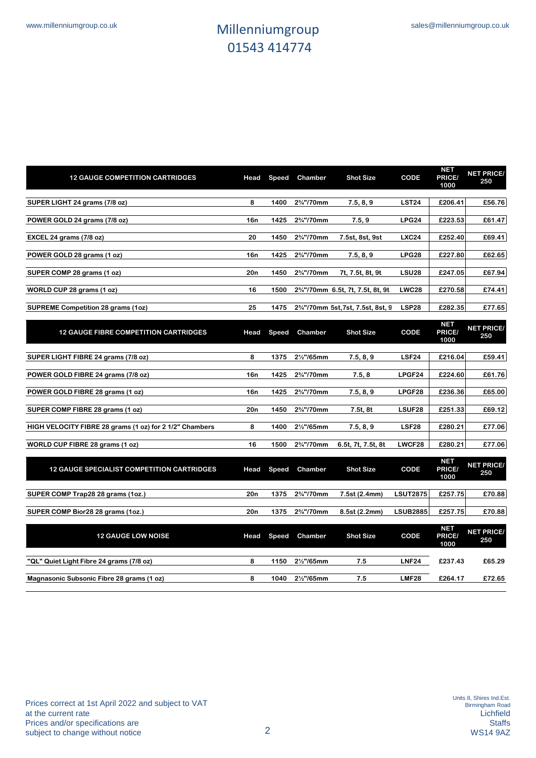Millenniumgroup
01543 414774

www.millenniumgroup.co.uk

sales@millenniumgroup.co.uk

| 12 GAUGE COMPETITION CARTRIDGES | Head | Speed | Chamber | Shot Size | CODE | NET PRICE/ 1000 | NET PRICE/ 250 |
|---|---|---|---|---|---|---|---|
| SUPER LIGHT 24 grams (7/8 oz) | 8 | 1400 | 2¾"/70mm | 7.5, 8, 9 | LST24 | £206.41 | £56.76 |
| POWER GOLD 24 grams (7/8 oz) | 16n | 1425 | 2¾"/70mm | 7.5, 9 | LPG24 | £223.53 | £61.47 |
| EXCEL 24 grams (7/8 oz) | 20 | 1450 | 2¾"/70mm | 7.5st, 8st, 9st | LXC24 | £252.40 | £69.41 |
| POWER GOLD 28 grams (1 oz) | 16n | 1425 | 2¾"/70mm | 7.5, 8, 9 | LPG28 | £227.80 | £62.65 |
| SUPER COMP 28 grams (1 oz) | 20n | 1450 | 2¾"/70mm | 7t, 7.5t, 8t, 9t | LSU28 | £247.05 | £67.94 |
| WORLD CUP 28 grams (1 oz) | 16 | 1500 | 2¾"/70mm | 6.5t, 7t, 7.5t, 8t, 9t | LWC28 | £270.58 | £74.41 |
| SUPREME Competition 28 grams (1oz) | 25 | 1475 | 2¾"/70mm | 5st,7st, 7.5st, 8st, 9 | LSP28 | £282.35 | £77.65 |

| 12 GAUGE FIBRE COMPETITION CARTRIDGES | Head | Speed | Chamber | Shot Size | CODE | NET PRICE/ 1000 | NET PRICE/ 250 |
|---|---|---|---|---|---|---|---|
| SUPER LIGHT FIBRE 24 grams (7/8 oz) | 8 | 1375 | 2½"/65mm | 7.5, 8, 9 | LSF24 | £216.04 | £59.41 |
| POWER GOLD FIBRE 24 grams (7/8 oz) | 16n | 1425 | 2¾"/70mm | 7.5, 8 | LPGF24 | £224.60 | £61.76 |
| POWER GOLD FIBRE 28 grams (1 oz) | 16n | 1425 | 2¾"/70mm | 7.5, 8, 9 | LPGF28 | £236.36 | £65.00 |
| SUPER COMP FIBRE 28 grams (1 oz) | 20n | 1450 | 2¾"/70mm | 7.5t, 8t | LSUF28 | £251.33 | £69.12 |
| HIGH VELOCITY FIBRE 28 grams (1 oz) for 2 1/2" Chambers | 8 | 1400 | 2½"/65mm | 7.5, 8, 9 | LSF28 | £280.21 | £77.06 |
| WORLD CUP FIBRE 28 grams (1 oz) | 16 | 1500 | 2¾"/70mm | 6.5t, 7t, 7.5t, 8t | LWCF28 | £280.21 | £77.06 |

| 12 GAUGE SPECIALIST COMPETITION CARTRIDGES | Head | Speed | Chamber | Shot Size | CODE | NET PRICE/ 1000 | NET PRICE/ 250 |
|---|---|---|---|---|---|---|---|
| SUPER COMP Trap28 28 grams (1oz.) | 20n | 1375 | 2¾"/70mm | 7.5st (2.4mm) | LSUT2875 | £257.75 | £70.88 |
| SUPER COMP Bior28 28 grams (1oz.) | 20n | 1375 | 2¾"/70mm | 8.5st (2.2mm) | LSUB2885 | £257.75 | £70.88 |

| 12 GAUGE LOW NOISE | Head | Speed | Chamber | Shot Size | CODE | NET PRICE/ 1000 | NET PRICE/ 250 |
|---|---|---|---|---|---|---|---|
| "QL" Quiet Light Fibre 24 grams (7/8 oz) | 8 | 1150 | 2½"/65mm | 7.5 | LNF24 | £237.43 | £65.29 |
| Magnasonic Subsonic Fibre 28 grams (1 oz) | 8 | 1040 | 2½"/65mm | 7.5 | LMF28 | £264.17 | £72.65 |

Prices correct at 1st April 2022 and subject to VAT at the current rate
Prices and/or specifications are subject to change without notice

Units 8, Shires Ind.Est.
Birmingham Road
Lichfield
Staffs
WS14 9AZ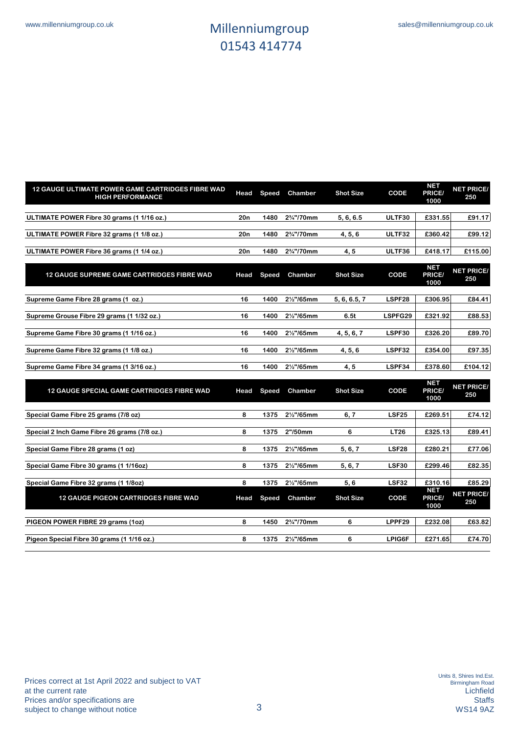| 12 GAUGE ULTIMATE POWER GAME CARTRIDGES FIBRE WAD HIGH PERFORMANCE | Head | Speed | Chamber | Shot Size | CODE | NET PRICE/ 1000 | NET PRICE/ 250 |
|---|---|---|---|---|---|---|---|
| ULTIMATE POWER Fibre 30 grams (1 1/16 oz.) | 20n | 1480 | 2¾"/70mm | 5, 6, 6.5 | ULTF30 | £331.55 | £91.17 |
| ULTIMATE POWER Fibre 32 grams (1 1/8 oz.) | 20n | 1480 | 2¾"/70mm | 4, 5, 6 | ULTF32 | £360.42 | £99.12 |
| ULTIMATE POWER Fibre 36 grams (1 1/4 oz.) | 20n | 1480 | 2¾"/70mm | 4, 5 | ULTF36 | £418.17 | £115.00 |

| 12 GAUGE SUPREME GAME CARTRIDGES FIBRE WAD | Head | Speed | Chamber | Shot Size | CODE | NET PRICE/ 1000 | NET PRICE/ 250 |
|---|---|---|---|---|---|---|---|
| Supreme Game Fibre 28 grams (1 oz.) | 16 | 1400 | 2½"/65mm | 5, 6, 6.5, 7 | LSPF28 | £306.95 | £84.41 |
| Supreme Grouse Fibre 29 grams (1 1/32 oz.) | 16 | 1400 | 2½"/65mm | 6.5t | LSPFG29 | £321.92 | £88.53 |
| Supreme Game Fibre 30 grams (1 1/16 oz.) | 16 | 1400 | 2½"/65mm | 4, 5, 6, 7 | LSPF30 | £326.20 | £89.70 |
| Supreme Game Fibre 32 grams (1 1/8 oz.) | 16 | 1400 | 2½"/65mm | 4, 5, 6 | LSPF32 | £354.00 | £97.35 |
| Supreme Game Fibre 34 grams (1 3/16 oz.) | 16 | 1400 | 2½"/65mm | 4, 5 | LSPF34 | £378.60 | £104.12 |

| 12 GAUGE SPECIAL GAME CARTRIDGES FIBRE WAD | Head | Speed | Chamber | Shot Size | CODE | NET PRICE/ 1000 | NET PRICE/ 250 |
|---|---|---|---|---|---|---|---|
| Special Game Fibre 25 grams (7/8 oz) | 8 | 1375 | 2½"/65mm | 6, 7 | LSF25 | £269.51 | £74.12 |
| Special 2 Inch Game Fibre 26 grams (7/8 oz.) | 8 | 1375 | 2"/50mm | 6 | LT26 | £325.13 | £89.41 |
| Special Game Fibre 28 grams (1 oz) | 8 | 1375 | 2½"/65mm | 5, 6, 7 | LSF28 | £280.21 | £77.06 |
| Special Game Fibre 30 grams (1 1/16oz) | 8 | 1375 | 2½"/65mm | 5, 6, 7 | LSF30 | £299.46 | £82.35 |
| Special Game Fibre 32 grams (1 1/8oz) | 8 | 1375 | 2½"/65mm | 5, 6 | LSF32 | £310.16 | £85.29 |

| 12 GAUGE PIGEON CARTRIDGES FIBRE WAD | Head | Speed | Chamber | Shot Size | CODE | NET PRICE/ 1000 | NET PRICE/ 250 |
|---|---|---|---|---|---|---|---|
| PIGEON POWER FIBRE 29 grams (1oz) | 8 | 1450 | 2¾"/70mm | 6 | LPPF29 | £232.08 | £63.82 |
| Pigeon Special Fibre 30 grams (1 1/16 oz.) | 8 | 1375 | 2½"/65mm | 6 | LPIG6F | £271.65 | £74.70 |

Prices correct at 1st April 2022 and subject to VAT at the current rate
Prices and/or specifications are subject to change without notice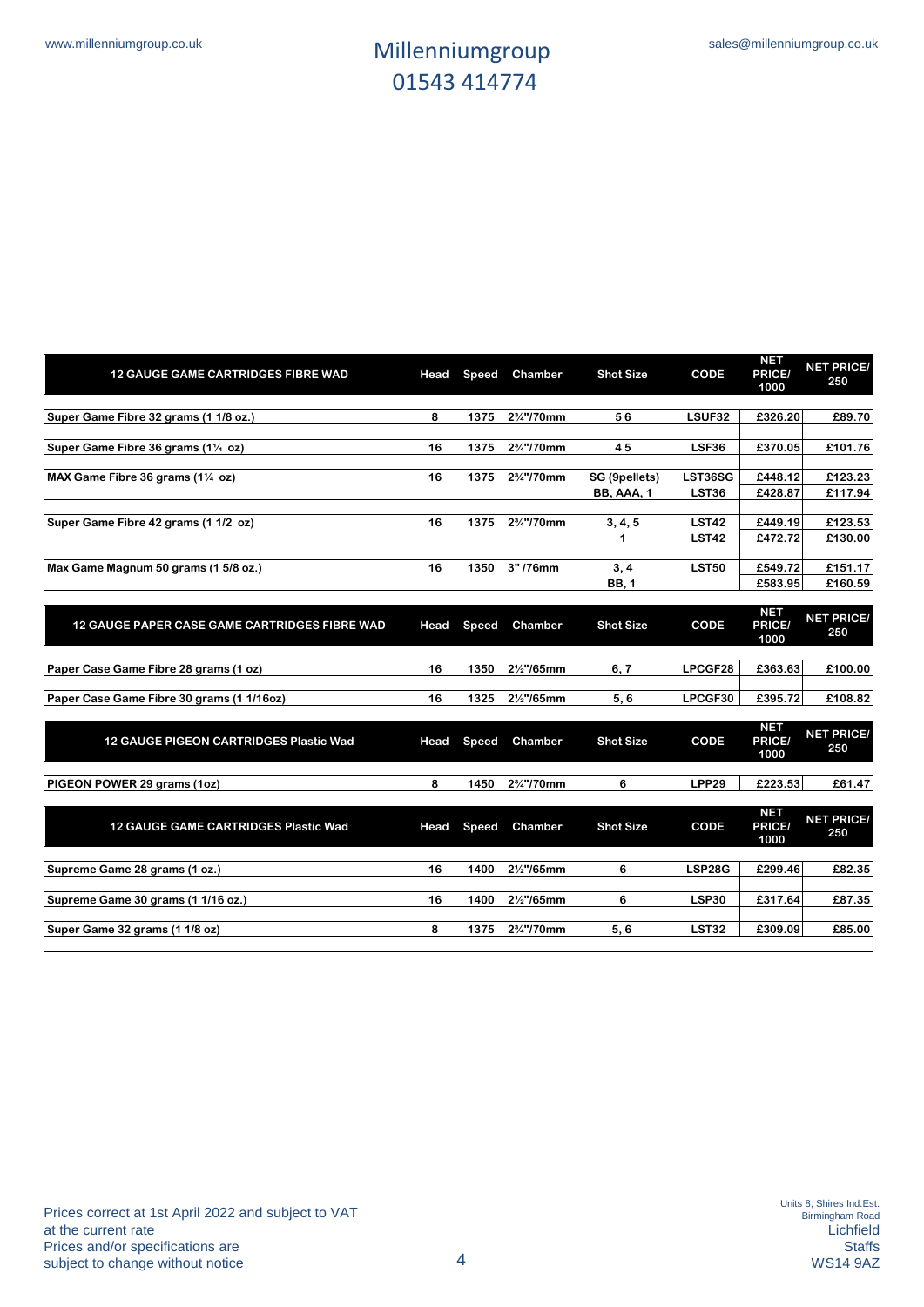www.millenniumgroup.co.uk

# Millenniumgroup
01543 414774

sales@millenniumgroup.co.uk

| 12 GAUGE GAME CARTRIDGES FIBRE WAD | Head | Speed | Chamber | Shot Size | CODE | NET PRICE/ 1000 | NET PRICE/ 250 |
|---|---|---|---|---|---|---|---|
| Super Game Fibre 32 grams (1 1/8 oz.) | 8 | 1375 | 2¾"/70mm | 5 6 | LSUF32 | £326.20 | £89.70 |
| Super Game Fibre 36 grams (1¼ oz) | 16 | 1375 | 2¾"/70mm | 4 5 | LSF36 | £370.05 | £101.76 |
| MAX Game Fibre 36 grams (1¼ oz) | 16 | 1375 | 2¾"/70mm | SG (9pellets) | LST36SG | £448.12 | £123.23 |
| | | | | BB, AAA, 1 | LST36 | £428.87 | £117.94 |
| Super Game Fibre 42 grams (1 1/2 oz) | 16 | 1375 | 2¾"/70mm | 3, 4, 5 | LST42 | £449.19 | £123.53 |
| | | | | 1 | LST42 | £472.72 | £130.00 |
| Max Game Magnum 50 grams (1 5/8 oz.) | 16 | 1350 | 3" /76mm | 3, 4 | LST50 | £549.72 | £151.17 |
| | | | | BB, 1 | | £583.95 | £160.59 |

| 12 GAUGE PAPER CASE GAME CARTRIDGES FIBRE WAD | Head | Speed | Chamber | Shot Size | CODE | NET PRICE/ 1000 | NET PRICE/ 250 |
|---|---|---|---|---|---|---|---|
| Paper Case Game Fibre 28 grams (1 oz) | 16 | 1350 | 2½"/65mm | 6, 7 | LPCGF28 | £363.63 | £100.00 |
| Paper Case Game Fibre 30 grams (1 1/16oz) | 16 | 1325 | 2½"/65mm | 5, 6 | LPCGF30 | £395.72 | £108.82 |

| 12 GAUGE PIGEON CARTRIDGES Plastic Wad | Head | Speed | Chamber | Shot Size | CODE | NET PRICE/ 1000 | NET PRICE/ 250 |
|---|---|---|---|---|---|---|---|
| PIGEON POWER 29 grams (1oz) | 8 | 1450 | 2¾"/70mm | 6 | LPP29 | £223.53 | £61.47 |

| 12 GAUGE GAME CARTRIDGES Plastic Wad | Head | Speed | Chamber | Shot Size | CODE | NET PRICE/ 1000 | NET PRICE/ 250 |
|---|---|---|---|---|---|---|---|
| Supreme Game 28 grams (1 oz.) | 16 | 1400 | 2½"/65mm | 6 | LSP28G | £299.46 | £82.35 |
| Supreme Game 30 grams (1 1/16 oz.) | 16 | 1400 | 2½"/65mm | 6 | LSP30 | £317.64 | £87.35 |
| Super Game 32 grams (1 1/8 oz) | 8 | 1375 | 2¾"/70mm | 5, 6 | LST32 | £309.09 | £85.00 |

Prices correct at 1st April 2022 and subject to VAT at the current rate
Prices and/or specifications are subject to change without notice

Units 8, Shires Ind.Est.
Birmingham Road
Lichfield
Staffs
WS14 9AZ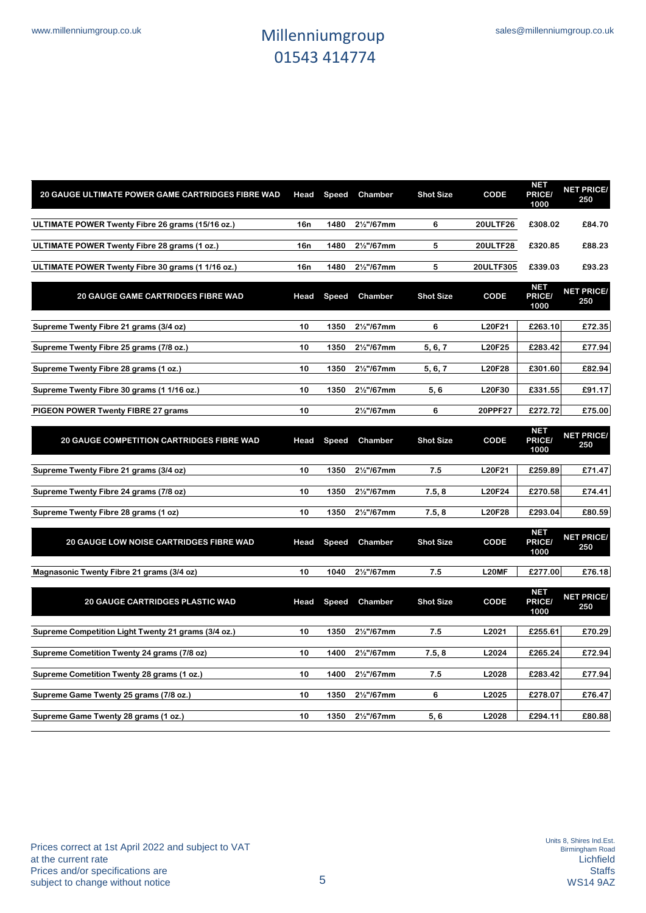Millenniumgroup
01543 414774

www.millenniumgroup.co.uk

sales@millenniumgroup.co.uk

| 20 GAUGE ULTIMATE POWER GAME CARTRIDGES FIBRE WAD | Head | Speed | Chamber | Shot Size | CODE | NET PRICE/ 1000 | NET PRICE/ 250 |
|---|---|---|---|---|---|---|---|
| ULTIMATE POWER Twenty Fibre 26 grams (15/16 oz.) | 16n | 1480 | 2½"/67mm | 6 | 20ULTF26 | £308.02 | £84.70 |
| ULTIMATE POWER Twenty Fibre 28 grams (1 oz.) | 16n | 1480 | 2½"/67mm | 5 | 20ULTF28 | £320.85 | £88.23 |
| ULTIMATE POWER Twenty Fibre 30 grams (1 1/16 oz.) | 16n | 1480 | 2½"/67mm | 5 | 20ULTF305 | £339.03 | £93.23 |

| 20 GAUGE GAME CARTRIDGES FIBRE WAD | Head | Speed | Chamber | Shot Size | CODE | NET PRICE/ 1000 | NET PRICE/ 250 |
|---|---|---|---|---|---|---|---|
| Supreme Twenty Fibre 21 grams (3/4 oz) | 10 | 1350 | 2½"/67mm | 6 | L20F21 | £263.10 | £72.35 |
| Supreme Twenty Fibre 25 grams (7/8 oz.) | 10 | 1350 | 2½"/67mm | 5, 6, 7 | L20F25 | £283.42 | £77.94 |
| Supreme Twenty Fibre 28 grams (1 oz.) | 10 | 1350 | 2½"/67mm | 5, 6, 7 | L20F28 | £301.60 | £82.94 |
| Supreme Twenty Fibre 30 grams (1 1/16 oz.) | 10 | 1350 | 2½"/67mm | 5, 6 | L20F30 | £331.55 | £91.17 |
| PIGEON POWER Twenty FIBRE 27 grams | 10 | | 2½"/67mm | 6 | 20PPF27 | £272.72 | £75.00 |

| 20 GAUGE COMPETITION CARTRIDGES FIBRE WAD | Head | Speed | Chamber | Shot Size | CODE | NET PRICE/ 1000 | NET PRICE/ 250 |
|---|---|---|---|---|---|---|---|
| Supreme Twenty Fibre 21 grams (3/4 oz) | 10 | 1350 | 2½"/67mm | 7.5 | L20F21 | £259.89 | £71.47 |
| Supreme Twenty Fibre 24 grams (7/8 oz) | 10 | 1350 | 2½"/67mm | 7.5, 8 | L20F24 | £270.58 | £74.41 |
| Supreme Twenty Fibre 28 grams (1 oz) | 10 | 1350 | 2½"/67mm | 7.5, 8 | L20F28 | £293.04 | £80.59 |

| 20 GAUGE LOW NOISE CARTRIDGES FIBRE WAD | Head | Speed | Chamber | Shot Size | CODE | NET PRICE/ 1000 | NET PRICE/ 250 |
|---|---|---|---|---|---|---|---|
| Magnasonic Twenty Fibre 21 grams (3/4 oz) | 10 | 1040 | 2½"/67mm | 7.5 | L20MF | £277.00 | £76.18 |

| 20 GAUGE CARTRIDGES PLASTIC WAD | Head | Speed | Chamber | Shot Size | CODE | NET PRICE/ 1000 | NET PRICE/ 250 |
|---|---|---|---|---|---|---|---|
| Supreme Competition Light Twenty 21 grams (3/4 oz.) | 10 | 1350 | 2½"/67mm | 7.5 | L2021 | £255.61 | £70.29 |
| Supreme Cometition Twenty 24 grams (7/8 oz) | 10 | 1400 | 2½"/67mm | 7.5, 8 | L2024 | £265.24 | £72.94 |
| Supreme Cometition Twenty 28 grams (1 oz.) | 10 | 1400 | 2½"/67mm | 7.5 | L2028 | £283.42 | £77.94 |
| Supreme Game Twenty 25 grams (7/8 oz.) | 10 | 1350 | 2½"/67mm | 6 | L2025 | £278.07 | £76.47 |
| Supreme Game Twenty 28 grams (1 oz.) | 10 | 1350 | 2½"/67mm | 5, 6 | L2028 | £294.11 | £80.88 |

Prices correct at 1st April 2022 and subject to VAT at the current rate
Prices and/or specifications are subject to change without notice

Units 8, Shires Ind.Est.
Birmingham Road
Lichfield
Staffs
WS14 9AZ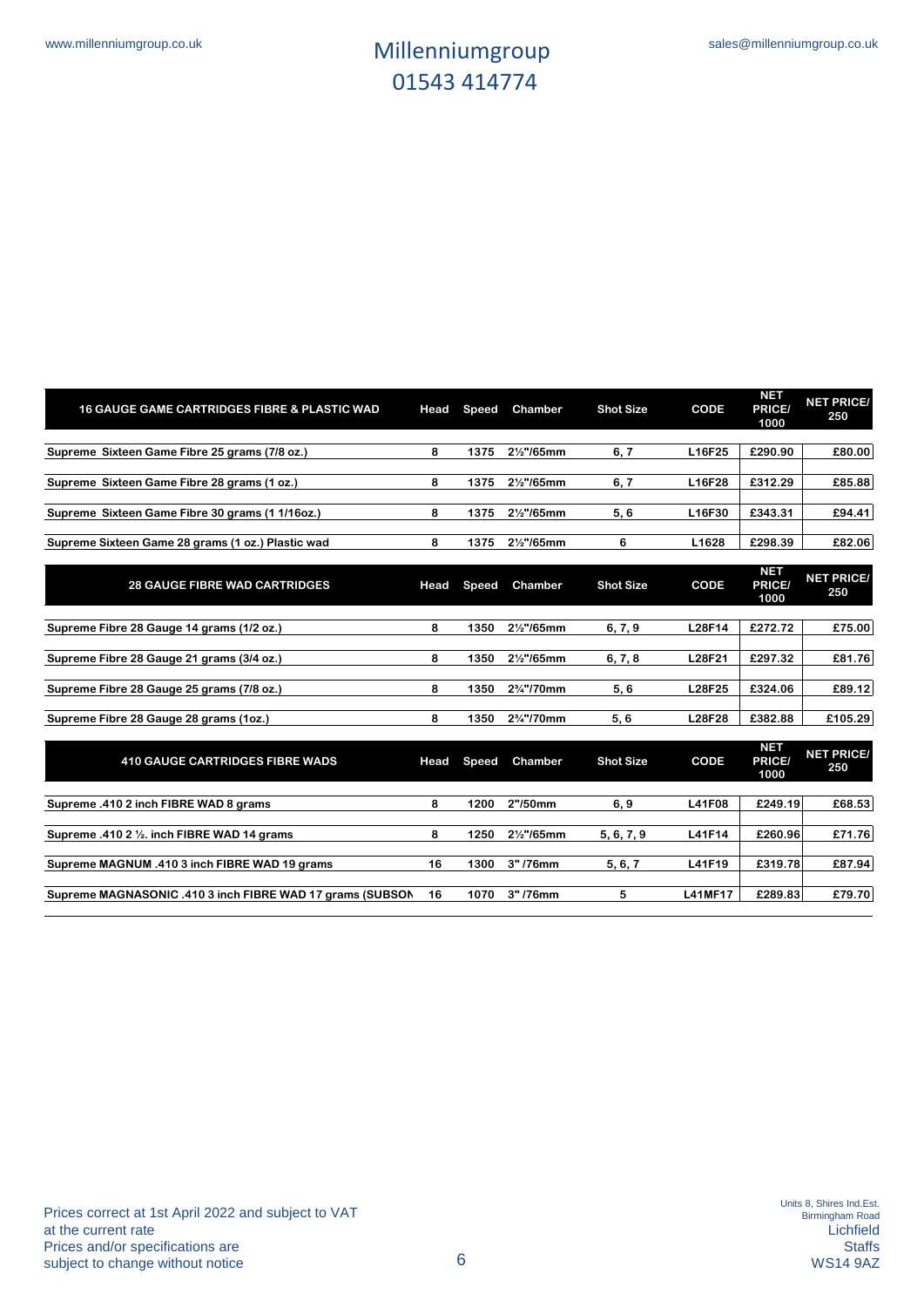| 16 GAUGE GAME CARTRIDGES FIBRE & PLASTIC WAD | Head | Speed | Chamber | Shot Size | CODE | NET PRICE/ 1000 | NET PRICE/ 250 |
|---|---|---|---|---|---|---|---|
| Supreme Sixteen Game Fibre 25 grams (7/8 oz.) | 8 | 1375 | 2½"/65mm | 6, 7 | L16F25 | £290.90 | £80.00 |
| Supreme Sixteen Game Fibre 28 grams (1 oz.) | 8 | 1375 | 2½"/65mm | 6, 7 | L16F28 | £312.29 | £85.88 |
| Supreme Sixteen Game Fibre 30 grams (1 1/16oz.) | 8 | 1375 | 2½"/65mm | 5, 6 | L16F30 | £343.31 | £94.41 |
| Supreme Sixteen Game 28 grams (1 oz.) Plastic wad | 8 | 1375 | 2½"/65mm | 6 | L1628 | £298.39 | £82.06 |

| 28 GAUGE FIBRE WAD CARTRIDGES | Head | Speed | Chamber | Shot Size | CODE | NET PRICE/ 1000 | NET PRICE/ 250 |
|---|---|---|---|---|---|---|---|
| Supreme Fibre 28 Gauge 14 grams (1/2 oz.) | 8 | 1350 | 2½"/65mm | 6, 7, 9 | L28F14 | £272.72 | £75.00 |
| Supreme Fibre 28 Gauge 21 grams (3/4 oz.) | 8 | 1350 | 2½"/65mm | 6, 7, 8 | L28F21 | £297.32 | £81.76 |
| Supreme Fibre 28 Gauge 25 grams (7/8 oz.) | 8 | 1350 | 2¾"/70mm | 5, 6 | L28F25 | £324.06 | £89.12 |
| Supreme Fibre 28 Gauge 28 grams (1oz.) | 8 | 1350 | 2¾"/70mm | 5, 6 | L28F28 | £382.88 | £105.29 |

| 410 GAUGE CARTRIDGES FIBRE WADS | Head | Speed | Chamber | Shot Size | CODE | NET PRICE/ 1000 | NET PRICE/ 250 |
|---|---|---|---|---|---|---|---|
| Supreme .410 2 inch FIBRE WAD 8 grams | 8 | 1200 | 2"/50mm | 6, 9 | L41F08 | £249.19 | £68.53 |
| Supreme .410 2 ½. inch FIBRE WAD 14 grams | 8 | 1250 | 2½"/65mm | 5, 6, 7, 9 | L41F14 | £260.96 | £71.76 |
| Supreme MAGNUM .410 3 inch FIBRE WAD 19 grams | 16 | 1300 | 3" /76mm | 5, 6, 7 | L41F19 | £319.78 | £87.94 |
| Supreme MAGNASONIC .410 3 inch FIBRE WAD 17 grams (SUBSON | 16 | 1070 | 3" /76mm | 5 | L41MF17 | £289.83 | £79.70 |

Prices correct at 1st April 2022 and subject to VAT at the current rate
Prices and/or specifications are subject to change without notice

Units 8, Shires Ind.Est.
Birmingham Road
Lichfield
Staffs
WS14 9AZ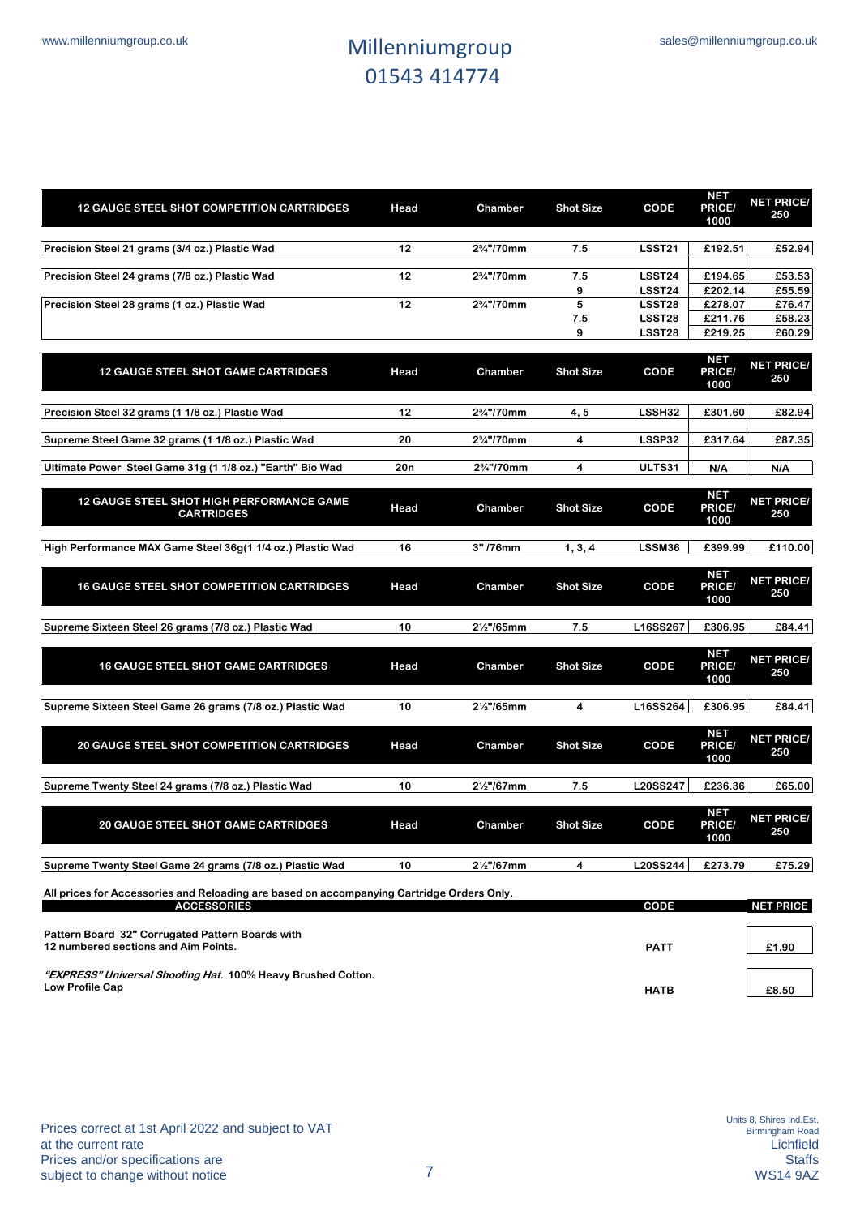www.millenniumgroup.co.uk

# Millenniumgroup
01543 414774

sales@millenniumgroup.co.uk

| 12 GAUGE STEEL SHOT COMPETITION CARTRIDGES | Head | Chamber | Shot Size | CODE | NET PRICE/ 1000 | NET PRICE/ 250 |
|---|---|---|---|---|---|---|
| Precision Steel 21 grams (3/4 oz.) Plastic Wad | 12 | 2¾"/70mm | 7.5 | LSST21 | £192.51 | £52.94 |
| Precision Steel 24 grams (7/8 oz.) Plastic Wad | 12 | 2¾"/70mm | 7.5 | LSST24 | £194.65 | £53.53 |
| | | | 9 | LSST24 | £202.14 | £55.59 |
| Precision Steel 28 grams (1 oz.) Plastic Wad | 12 | 2¾"/70mm | 5 | LSST28 | £278.07 | £76.47 |
| | | | 7.5 | LSST28 | £211.76 | £58.23 |
| | | | 9 | LSST28 | £219.25 | £60.29 |

| 12 GAUGE STEEL SHOT GAME CARTRIDGES | Head | Chamber | Shot Size | CODE | NET PRICE/ 1000 | NET PRICE/ 250 |
|---|---|---|---|---|---|---|
| Precision Steel 32 grams (1 1/8 oz.) Plastic Wad | 12 | 2¾"/70mm | 4, 5 | LSSH32 | £301.60 | £82.94 |
| Supreme Steel Game 32 grams (1 1/8 oz.) Plastic Wad | 20 | 2¾"/70mm | 4 | LSSP32 | £317.64 | £87.35 |
| Ultimate Power Steel Game 31g (1 1/8 oz.) "Earth" Bio Wad | 20n | 2¾"/70mm | 4 | ULTS31 | N/A | N/A |

| 12 GAUGE STEEL SHOT HIGH PERFORMANCE GAME CARTRIDGES | Head | Chamber | Shot Size | CODE | NET PRICE/ 1000 | NET PRICE/ 250 |
|---|---|---|---|---|---|---|
| High Performance MAX Game Steel 36g(1 1/4 oz.) Plastic Wad | 16 | 3" /76mm | 1, 3, 4 | LSSM36 | £399.99 | £110.00 |

| 16 GAUGE STEEL SHOT COMPETITION CARTRIDGES | Head | Chamber | Shot Size | CODE | NET PRICE/ 1000 | NET PRICE/ 250 |
|---|---|---|---|---|---|---|
| Supreme Sixteen Steel 26 grams (7/8 oz.) Plastic Wad | 10 | 2½"/65mm | 7.5 | L16SS267 | £306.95 | £84.41 |

| 16 GAUGE STEEL SHOT GAME CARTRIDGES | Head | Chamber | Shot Size | CODE | NET PRICE/ 1000 | NET PRICE/ 250 |
|---|---|---|---|---|---|---|
| Supreme Sixteen Steel Game 26 grams (7/8 oz.) Plastic Wad | 10 | 2½"/65mm | 4 | L16SS264 | £306.95 | £84.41 |

| 20 GAUGE STEEL SHOT COMPETITION CARTRIDGES | Head | Chamber | Shot Size | CODE | NET PRICE/ 1000 | NET PRICE/ 250 |
|---|---|---|---|---|---|---|
| Supreme Twenty Steel 24 grams (7/8 oz.) Plastic Wad | 10 | 2½"/67mm | 7.5 | L20SS247 | £236.36 | £65.00 |

| 20 GAUGE STEEL SHOT GAME CARTRIDGES | Head | Chamber | Shot Size | CODE | NET PRICE/ 1000 | NET PRICE/ 250 |
|---|---|---|---|---|---|---|
| Supreme Twenty Steel Game 24 grams (7/8 oz.) Plastic Wad | 10 | 2½"/67mm | 4 | L20SS244 | £273.79 | £75.29 |

**All prices for Accessories and Reloading are based on accompanying Cartridge Orders Only.**

| ACCESSORIES | CODE | NET PRICE |
|---|---|---|
| Pattern Board 32" Corrugated Pattern Boards with 12 numbered sections and Aim Points. | PATT | £1.90 |
| *"EXPRESS" Universal Shooting Hat.* 100% Heavy Brushed Cotton. Low Profile Cap | HATB | £8.50 |

Prices correct at 1st April 2022 and subject to VAT at the current rate
Prices and/or specifications are subject to change without notice

Units 8, Shires Ind.Est.
Birmingham Road
Lichfield
Staffs
WS14 9AZ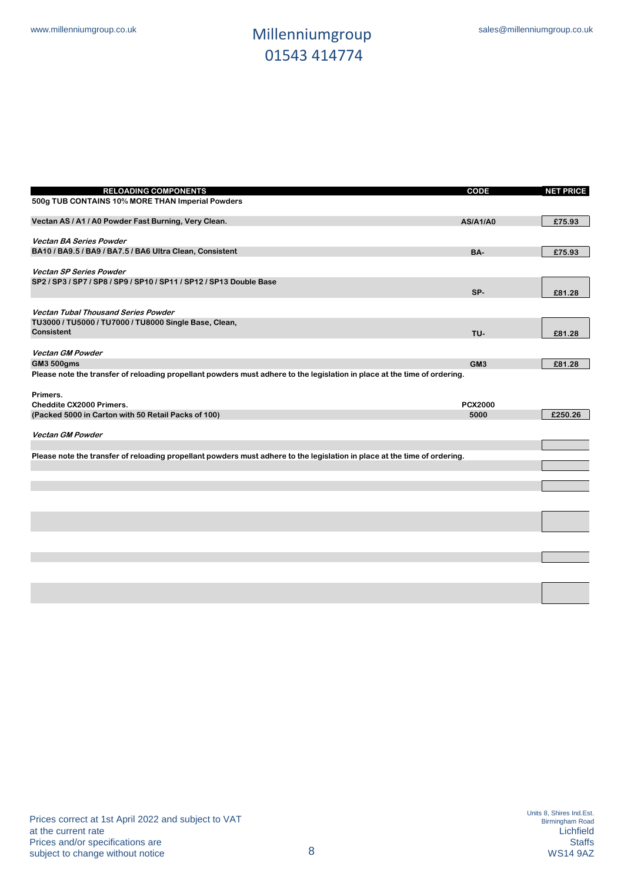| RELOADING COMPONENTS | CODE | NET PRICE |
|---|---|---|
| **500g TUB CONTAINS 10% MORE THAN Imperial Powders** | | |
| **Vectan AS / A1 / A0 Powder Fast Burning, Very Clean.** | **AS/A1/A0** | **£75.93** |
| ***Vectan BA Series Powder*** | | |
| **BA10 / BA9.5 / BA9 / BA7.5 / BA6 Ultra Clean, Consistent** | **BA-** | **£75.93** |
| ***Vectan SP Series Powder*** | | |
| **SP2 / SP3 / SP7 / SP8 / SP9 / SP10 / SP11 / SP12 / SP13 Double Base** | **SP-** | **£81.28** |
| ***Vectan Tubal Thousand Series Powder*** | | |
| **TU3000 / TU5000 / TU7000 / TU8000 Single Base, Clean, Consistent** | **TU-** | **£81.28** |
| ***Vectan GM Powder*** | | |
| **GM3 500gms** | **GM3** | **£81.28** |
| **Please note the transfer of reloading propellant powders must adhere to the legislation in place at the time of ordering.** | | |
| **Primers.** | | |
| **Cheddite CX2000 Primers.** | **PCX2000** | |
| **(Packed 5000 in Carton with 50 Retail Packs of 100)** | **5000** | **£250.26** |
| ***Vectan GM Powder*** | | |
| | | |
| **Please note the transfer of reloading propellant powders must adhere to the legislation in place at the time of ordering.** | | |

Prices correct at 1st April 2022 and subject to VAT at the current rate
Prices and/or specifications are subject to change without notice

Units 8, Shires Ind.Est.
Birmingham Road
Lichfield
Staffs
WS14 9AZ